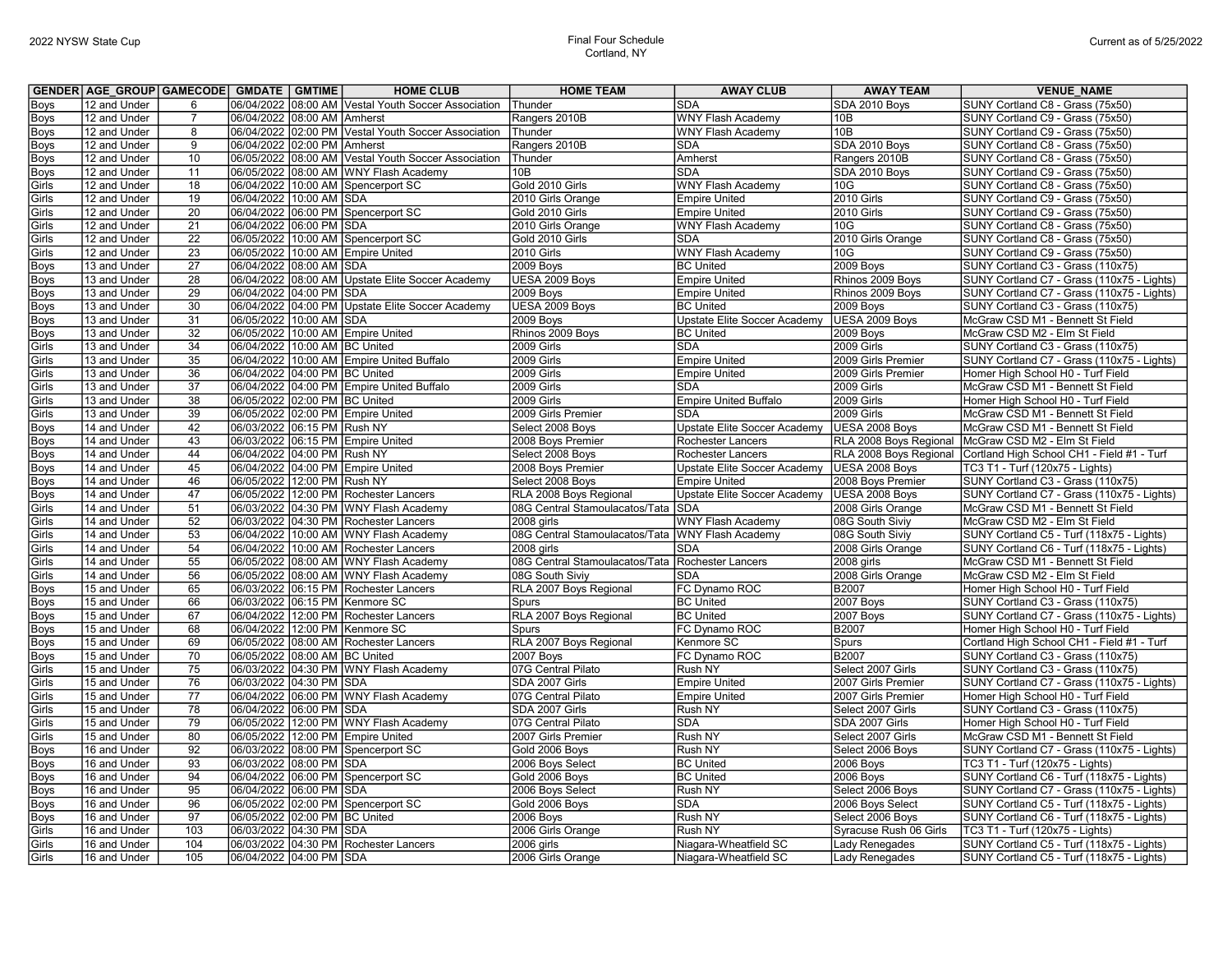2022 NYSW State Cup

Final Four Schedule
Cortland, NY

Current as of 5/25/2022

| GENDER | AGE_GROUP | GAMECODE | GMDATE | GMTIME | HOME CLUB | HOME TEAM | AWAY CLUB | AWAY TEAM | VENUE_NAME |
|---|---|---|---|---|---|---|---|---|---|
| Boys | 12 and Under | 6 | 06/04/2022 | 08:00 AM | Vestal Youth Soccer Association | Thunder | SDA | SDA 2010 Boys | SUNY Cortland C8 - Grass (75x50) |
| Boys | 12 and Under | 7 | 06/04/2022 | 08:00 AM | Amherst | Rangers 2010B | WNY Flash Academy | 10B | SUNY Cortland C9 - Grass (75x50) |
| Boys | 12 and Under | 8 | 06/04/2022 | 02:00 PM | Vestal Youth Soccer Association | Thunder | WNY Flash Academy | 10B | SUNY Cortland C9 - Grass (75x50) |
| Boys | 12 and Under | 9 | 06/04/2022 | 02:00 PM | Amherst | Rangers 2010B | SDA | SDA 2010 Boys | SUNY Cortland C8 - Grass (75x50) |
| Boys | 12 and Under | 10 | 06/05/2022 | 08:00 AM | Vestal Youth Soccer Association | Thunder | Amherst | Rangers 2010B | SUNY Cortland C8 - Grass (75x50) |
| Boys | 12 and Under | 11 | 06/05/2022 | 08:00 AM | WNY Flash Academy | 10B | SDA | SDA 2010 Boys | SUNY Cortland C9 - Grass (75x50) |
| Girls | 12 and Under | 18 | 06/04/2022 | 10:00 AM | Spencerport SC | Gold 2010 Girls | WNY Flash Academy | 10G | SUNY Cortland C8 - Grass (75x50) |
| Girls | 12 and Under | 19 | 06/04/2022 | 10:00 AM | SDA | 2010 Girls Orange | Empire United | 2010 Girls | SUNY Cortland C9 - Grass (75x50) |
| Girls | 12 and Under | 20 | 06/04/2022 | 06:00 PM | Spencerport SC | Gold 2010 Girls | Empire United | 2010 Girls | SUNY Cortland C9 - Grass (75x50) |
| Girls | 12 and Under | 21 | 06/04/2022 | 06:00 PM | SDA | 2010 Girls Orange | WNY Flash Academy | 10G | SUNY Cortland C8 - Grass (75x50) |
| Girls | 12 and Under | 22 | 06/05/2022 | 10:00 AM | Spencerport SC | Gold 2010 Girls | SDA | 2010 Girls Orange | SUNY Cortland C8 - Grass (75x50) |
| Girls | 12 and Under | 23 | 06/05/2022 | 10:00 AM | Empire United | 2010 Girls | WNY Flash Academy | 10G | SUNY Cortland C9 - Grass (75x50) |
| Boys | 13 and Under | 27 | 06/04/2022 | 08:00 AM | SDA | 2009 Boys | BC United | 2009 Boys | SUNY Cortland C3 - Grass (110x75) |
| Boys | 13 and Under | 28 | 06/04/2022 | 08:00 AM | Upstate Elite Soccer Academy | UESA 2009 Boys | Empire United | Rhinos 2009 Boys | SUNY Cortland C7 - Grass (110x75 - Lights) |
| Boys | 13 and Under | 29 | 06/04/2022 | 04:00 PM | SDA | 2009 Boys | Empire United | Rhinos 2009 Boys | SUNY Cortland C7 - Grass (110x75 - Lights) |
| Boys | 13 and Under | 30 | 06/04/2022 | 04:00 PM | Upstate Elite Soccer Academy | UESA 2009 Boys | BC United | 2009 Boys | SUNY Cortland C3 - Grass (110x75) |
| Boys | 13 and Under | 31 | 06/05/2022 | 10:00 AM | SDA | 2009 Boys | Upstate Elite Soccer Academy | UESA 2009 Boys | McGraw CSD M1 - Bennett St Field |
| Boys | 13 and Under | 32 | 06/05/2022 | 10:00 AM | Empire United | Rhinos 2009 Boys | BC United | 2009 Boys | McGraw CSD M2 - Elm St Field |
| Girls | 13 and Under | 34 | 06/04/2022 | 10:00 AM | BC United | 2009 Girls | SDA | 2009 Girls | SUNY Cortland C3 - Grass (110x75) |
| Girls | 13 and Under | 35 | 06/04/2022 | 10:00 AM | Empire United Buffalo | 2009 Girls | Empire United | 2009 Girls Premier | SUNY Cortland C7 - Grass (110x75 - Lights) |
| Girls | 13 and Under | 36 | 06/04/2022 | 04:00 PM | BC United | 2009 Girls | Empire United | 2009 Girls Premier | Homer High School H0 - Turf Field |
| Girls | 13 and Under | 37 | 06/04/2022 | 04:00 PM | Empire United Buffalo | 2009 Girls | SDA | 2009 Girls | McGraw CSD M1 - Bennett St Field |
| Girls | 13 and Under | 38 | 06/05/2022 | 02:00 PM | BC United | 2009 Girls | Empire United Buffalo | 2009 Girls | Homer High School H0 - Turf Field |
| Girls | 13 and Under | 39 | 06/05/2022 | 02:00 PM | Empire United | 2009 Girls Premier | SDA | 2009 Girls | McGraw CSD M1 - Bennett St Field |
| Boys | 14 and Under | 42 | 06/03/2022 | 06:15 PM | Rush NY | Select 2008 Boys | Upstate Elite Soccer Academy | UESA 2008 Boys | McGraw CSD M1 - Bennett St Field |
| Boys | 14 and Under | 43 | 06/03/2022 | 06:15 PM | Empire United | 2008 Boys Premier | Rochester Lancers | RLA 2008 Boys Regional | McGraw CSD M2 - Elm St Field |
| Boys | 14 and Under | 44 | 06/04/2022 | 04:00 PM | Rush NY | Select 2008 Boys | Rochester Lancers | RLA 2008 Boys Regional | Cortland High School CH1 - Field #1 - Turf |
| Boys | 14 and Under | 45 | 06/04/2022 | 04:00 PM | Empire United | 2008 Boys Premier | Upstate Elite Soccer Academy | UESA 2008 Boys | TC3 T1 - Turf (120x75 - Lights) |
| Boys | 14 and Under | 46 | 06/05/2022 | 12:00 PM | Rush NY | Select 2008 Boys | Empire United | 2008 Boys Premier | SUNY Cortland C3 - Grass (110x75) |
| Boys | 14 and Under | 47 | 06/05/2022 | 12:00 PM | Rochester Lancers | RLA 2008 Boys Regional | Upstate Elite Soccer Academy | UESA 2008 Boys | SUNY Cortland C7 - Grass (110x75 - Lights) |
| Girls | 14 and Under | 51 | 06/03/2022 | 04:30 PM | WNY Flash Academy | 08G Central Stamoulacatos/Tata | SDA | 2008 Girls Orange | McGraw CSD M1 - Bennett St Field |
| Girls | 14 and Under | 52 | 06/03/2022 | 04:30 PM | Rochester Lancers | 2008 girls | WNY Flash Academy | 08G South Siviy | McGraw CSD M2 - Elm St Field |
| Girls | 14 and Under | 53 | 06/04/2022 | 10:00 AM | WNY Flash Academy | 08G Central Stamoulacatos/Tata | WNY Flash Academy | 08G South Siviy | SUNY Cortland C5 - Turf (118x75 - Lights) |
| Girls | 14 and Under | 54 | 06/04/2022 | 10:00 AM | Rochester Lancers | 2008 girls | SDA | 2008 Girls Orange | SUNY Cortland C6 - Turf (118x75 - Lights) |
| Girls | 14 and Under | 55 | 06/05/2022 | 08:00 AM | WNY Flash Academy | 08G Central Stamoulacatos/Tata | Rochester Lancers | 2008 girls | McGraw CSD M1 - Bennett St Field |
| Girls | 14 and Under | 56 | 06/05/2022 | 08:00 AM | WNY Flash Academy | 08G South Siviy | SDA | 2008 Girls Orange | McGraw CSD M2 - Elm St Field |
| Boys | 15 and Under | 65 | 06/03/2022 | 06:15 PM | Rochester Lancers | RLA 2007 Boys Regional | FC Dynamo ROC | B2007 | Homer High School H0 - Turf Field |
| Boys | 15 and Under | 66 | 06/03/2022 | 06:15 PM | Kenmore SC | Spurs | BC United | 2007 Boys | SUNY Cortland C3 - Grass (110x75) |
| Boys | 15 and Under | 67 | 06/04/2022 | 12:00 PM | Rochester Lancers | RLA 2007 Boys Regional | BC United | 2007 Boys | SUNY Cortland C7 - Grass (110x75 - Lights) |
| Boys | 15 and Under | 68 | 06/04/2022 | 12:00 PM | Kenmore SC | Spurs | FC Dynamo ROC | B2007 | Homer High School H0 - Turf Field |
| Boys | 15 and Under | 69 | 06/05/2022 | 08:00 AM | Rochester Lancers | RLA 2007 Boys Regional | Kenmore SC | Spurs | Cortland High School CH1 - Field #1 - Turf |
| Boys | 15 and Under | 70 | 06/05/2022 | 08:00 AM | BC United | 2007 Boys | FC Dynamo ROC | B2007 | SUNY Cortland C3 - Grass (110x75) |
| Girls | 15 and Under | 75 | 06/03/2022 | 04:30 PM | WNY Flash Academy | 07G Central Pilato | Rush NY | Select 2007 Girls | SUNY Cortland C3 - Grass (110x75) |
| Girls | 15 and Under | 76 | 06/03/2022 | 04:30 PM | SDA | SDA 2007 Girls | Empire United | 2007 Girls Premier | SUNY Cortland C7 - Grass (110x75 - Lights) |
| Girls | 15 and Under | 77 | 06/04/2022 | 06:00 PM | WNY Flash Academy | 07G Central Pilato | Empire United | 2007 Girls Premier | Homer High School H0 - Turf Field |
| Girls | 15 and Under | 78 | 06/04/2022 | 06:00 PM | SDA | SDA 2007 Girls | Rush NY | Select 2007 Girls | SUNY Cortland C3 - Grass (110x75) |
| Girls | 15 and Under | 79 | 06/05/2022 | 12:00 PM | WNY Flash Academy | 07G Central Pilato | SDA | SDA 2007 Girls | Homer High School H0 - Turf Field |
| Girls | 15 and Under | 80 | 06/05/2022 | 12:00 PM | Empire United | 2007 Girls Premier | Rush NY | Select 2007 Girls | McGraw CSD M1 - Bennett St Field |
| Boys | 16 and Under | 92 | 06/03/2022 | 08:00 PM | Spencerport SC | Gold 2006 Boys | Rush NY | Select 2006 Boys | SUNY Cortland C7 - Grass (110x75 - Lights) |
| Boys | 16 and Under | 93 | 06/03/2022 | 08:00 PM | SDA | 2006 Boys Select | BC United | 2006 Boys | TC3 T1 - Turf (120x75 - Lights) |
| Boys | 16 and Under | 94 | 06/04/2022 | 06:00 PM | Spencerport SC | Gold 2006 Boys | BC United | 2006 Boys | SUNY Cortland C6 - Turf (118x75 - Lights) |
| Boys | 16 and Under | 95 | 06/04/2022 | 06:00 PM | SDA | 2006 Boys Select | Rush NY | Select 2006 Boys | SUNY Cortland C7 - Grass (110x75 - Lights) |
| Boys | 16 and Under | 96 | 06/05/2022 | 02:00 PM | Spencerport SC | Gold 2006 Boys | SDA | 2006 Boys Select | SUNY Cortland C5 - Turf (118x75 - Lights) |
| Boys | 16 and Under | 97 | 06/05/2022 | 02:00 PM | BC United | 2006 Boys | Rush NY | Select 2006 Boys | SUNY Cortland C6 - Turf (118x75 - Lights) |
| Girls | 16 and Under | 103 | 06/03/2022 | 04:30 PM | SDA | 2006 Girls Orange | Rush NY | Syracuse Rush 06 Girls | TC3 T1 - Turf (120x75 - Lights) |
| Girls | 16 and Under | 104 | 06/03/2022 | 04:30 PM | Rochester Lancers | 2006 girls | Niagara-Wheatfield SC | Lady Renegades | SUNY Cortland C5 - Turf (118x75 - Lights) |
| Girls | 16 and Under | 105 | 06/04/2022 | 04:00 PM | SDA | 2006 Girls Orange | Niagara-Wheatfield SC | Lady Renegades | SUNY Cortland C5 - Turf (118x75 - Lights) |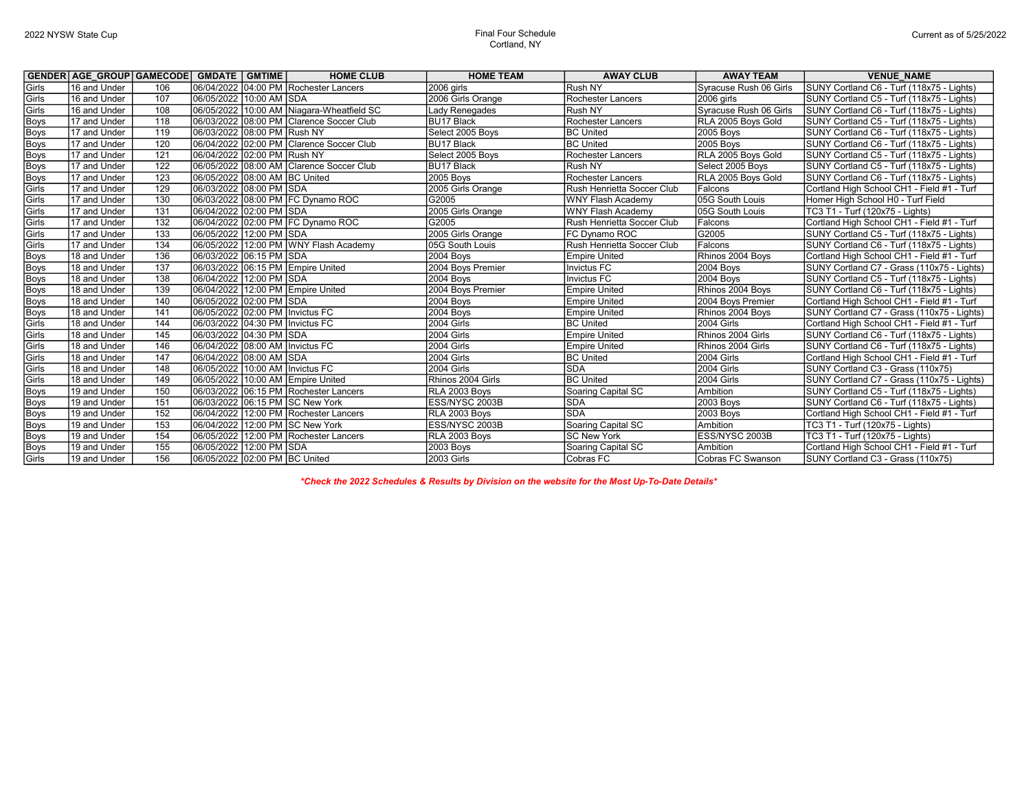2022 NYSW State Cup

Final Four Schedule
Cortland, NY

Current as of 5/25/2022

| GENDER | AGE_GROUP | GAMECODE | GMDATE | GMTIME | HOME CLUB | HOME TEAM | AWAY CLUB | AWAY TEAM | VENUE_NAME |
|---|---|---|---|---|---|---|---|---|---|
| Girls | 16 and Under | 106 | 06/04/2022 | 04:00 PM | Rochester Lancers | 2006 girls | Rush NY | Syracuse Rush 06 Girls | SUNY Cortland C6 - Turf (118x75 - Lights) |
| Girls | 16 and Under | 107 | 06/05/2022 | 10:00 AM | SDA | 2006 Girls Orange | Rochester Lancers | 2006 girls | SUNY Cortland C5 - Turf (118x75 - Lights) |
| Girls | 16 and Under | 108 | 06/05/2022 | 10:00 AM | Niagara-Wheatfield SC | Lady Renegades | Rush NY | Syracuse Rush 06 Girls | SUNY Cortland C6 - Turf (118x75 - Lights) |
| Boys | 17 and Under | 118 | 06/03/2022 | 08:00 PM | Clarence Soccer Club | BU17 Black | Rochester Lancers | RLA 2005 Boys Gold | SUNY Cortland C5 - Turf (118x75 - Lights) |
| Boys | 17 and Under | 119 | 06/03/2022 | 08:00 PM | Rush NY | Select 2005 Boys | BC United | 2005 Boys | SUNY Cortland C6 - Turf (118x75 - Lights) |
| Boys | 17 and Under | 120 | 06/04/2022 | 02:00 PM | Clarence Soccer Club | BU17 Black | BC United | 2005 Boys | SUNY Cortland C6 - Turf (118x75 - Lights) |
| Boys | 17 and Under | 121 | 06/04/2022 | 02:00 PM | Rush NY | Select 2005 Boys | Rochester Lancers | RLA 2005 Boys Gold | SUNY Cortland C5 - Turf (118x75 - Lights) |
| Boys | 17 and Under | 122 | 06/05/2022 | 08:00 AM | Clarence Soccer Club | BU17 Black | Rush NY | Select 2005 Boys | SUNY Cortland C5 - Turf (118x75 - Lights) |
| Boys | 17 and Under | 123 | 06/05/2022 | 08:00 AM | BC United | 2005 Boys | Rochester Lancers | RLA 2005 Boys Gold | SUNY Cortland C6 - Turf (118x75 - Lights) |
| Girls | 17 and Under | 129 | 06/03/2022 | 08:00 PM | SDA | 2005 Girls Orange | Rush Henrietta Soccer Club | Falcons | Cortland High School CH1 - Field #1 - Turf |
| Girls | 17 and Under | 130 | 06/03/2022 | 08:00 PM | FC Dynamo ROC | G2005 | WNY Flash Academy | 05G South Louis | Homer High School H0 - Turf Field |
| Girls | 17 and Under | 131 | 06/04/2022 | 02:00 PM | SDA | 2005 Girls Orange | WNY Flash Academy | 05G South Louis | TC3 T1 - Turf (120x75 - Lights) |
| Girls | 17 and Under | 132 | 06/04/2022 | 02:00 PM | FC Dynamo ROC | G2005 | Rush Henrietta Soccer Club | Falcons | Cortland High School CH1 - Field #1 - Turf |
| Girls | 17 and Under | 133 | 06/05/2022 | 12:00 PM | SDA | 2005 Girls Orange | FC Dynamo ROC | G2005 | SUNY Cortland C5 - Turf (118x75 - Lights) |
| Girls | 17 and Under | 134 | 06/05/2022 | 12:00 PM | WNY Flash Academy | 05G South Louis | Rush Henrietta Soccer Club | Falcons | SUNY Cortland C6 - Turf (118x75 - Lights) |
| Boys | 18 and Under | 136 | 06/03/2022 | 06:15 PM | SDA | 2004 Boys | Empire United | Rhinos 2004 Boys | Cortland High School CH1 - Field #1 - Turf |
| Boys | 18 and Under | 137 | 06/03/2022 | 06:15 PM | Empire United | 2004 Boys Premier | Invictus FC | 2004 Boys | SUNY Cortland C7 - Grass (110x75 - Lights) |
| Boys | 18 and Under | 138 | 06/04/2022 | 12:00 PM | SDA | 2004 Boys | Invictus FC | 2004 Boys | SUNY Cortland C5 - Turf (118x75 - Lights) |
| Boys | 18 and Under | 139 | 06/04/2022 | 12:00 PM | Empire United | 2004 Boys Premier | Empire United | Rhinos 2004 Boys | SUNY Cortland C6 - Turf (118x75 - Lights) |
| Boys | 18 and Under | 140 | 06/05/2022 | 02:00 PM | SDA | 2004 Boys | Empire United | 2004 Boys Premier | Cortland High School CH1 - Field #1 - Turf |
| Boys | 18 and Under | 141 | 06/05/2022 | 02:00 PM | Invictus FC | 2004 Boys | Empire United | Rhinos 2004 Boys | SUNY Cortland C7 - Grass (110x75 - Lights) |
| Girls | 18 and Under | 144 | 06/03/2022 | 04:30 PM | Invictus FC | 2004 Girls | BC United | 2004 Girls | Cortland High School CH1 - Field #1 - Turf |
| Girls | 18 and Under | 145 | 06/03/2022 | 04:30 PM | SDA | 2004 Girls | Empire United | Rhinos 2004 Girls | SUNY Cortland C6 - Turf (118x75 - Lights) |
| Girls | 18 and Under | 146 | 06/04/2022 | 08:00 AM | Invictus FC | 2004 Girls | Empire United | Rhinos 2004 Girls | SUNY Cortland C6 - Turf (118x75 - Lights) |
| Girls | 18 and Under | 147 | 06/04/2022 | 08:00 AM | SDA | 2004 Girls | BC United | 2004 Girls | Cortland High School CH1 - Field #1 - Turf |
| Girls | 18 and Under | 148 | 06/05/2022 | 10:00 AM | Invictus FC | 2004 Girls | SDA | 2004 Girls | SUNY Cortland C3 - Grass (110x75) |
| Girls | 18 and Under | 149 | 06/05/2022 | 10:00 AM | Empire United | Rhinos 2004 Girls | BC United | 2004 Girls | SUNY Cortland C7 - Grass (110x75 - Lights) |
| Boys | 19 and Under | 150 | 06/03/2022 | 06:15 PM | Rochester Lancers | RLA 2003 Boys | Soaring Capital SC | Ambition | SUNY Cortland C5 - Turf (118x75 - Lights) |
| Boys | 19 and Under | 151 | 06/03/2022 | 06:15 PM | SC New York | ESS/NYSC 2003B | SDA | 2003 Boys | SUNY Cortland C6 - Turf (118x75 - Lights) |
| Boys | 19 and Under | 152 | 06/04/2022 | 12:00 PM | Rochester Lancers | RLA 2003 Boys | SDA | 2003 Boys | Cortland High School CH1 - Field #1 - Turf |
| Boys | 19 and Under | 153 | 06/04/2022 | 12:00 PM | SC New York | ESS/NYSC 2003B | Soaring Capital SC | Ambition | TC3 T1 - Turf (120x75 - Lights) |
| Boys | 19 and Under | 154 | 06/05/2022 | 12:00 PM | Rochester Lancers | RLA 2003 Boys | SC New York | ESS/NYSC 2003B | TC3 T1 - Turf (120x75 - Lights) |
| Boys | 19 and Under | 155 | 06/05/2022 | 12:00 PM | SDA | 2003 Boys | Soaring Capital SC | Ambition | Cortland High School CH1 - Field #1 - Turf |
| Girls | 19 and Under | 156 | 06/05/2022 | 02:00 PM | BC United | 2003 Girls | Cobras FC | Cobras FC Swanson | SUNY Cortland C3 - Grass (110x75) |

***Check the 2022 Schedules & Results by Division on the website for the Most Up-To-Date Details***